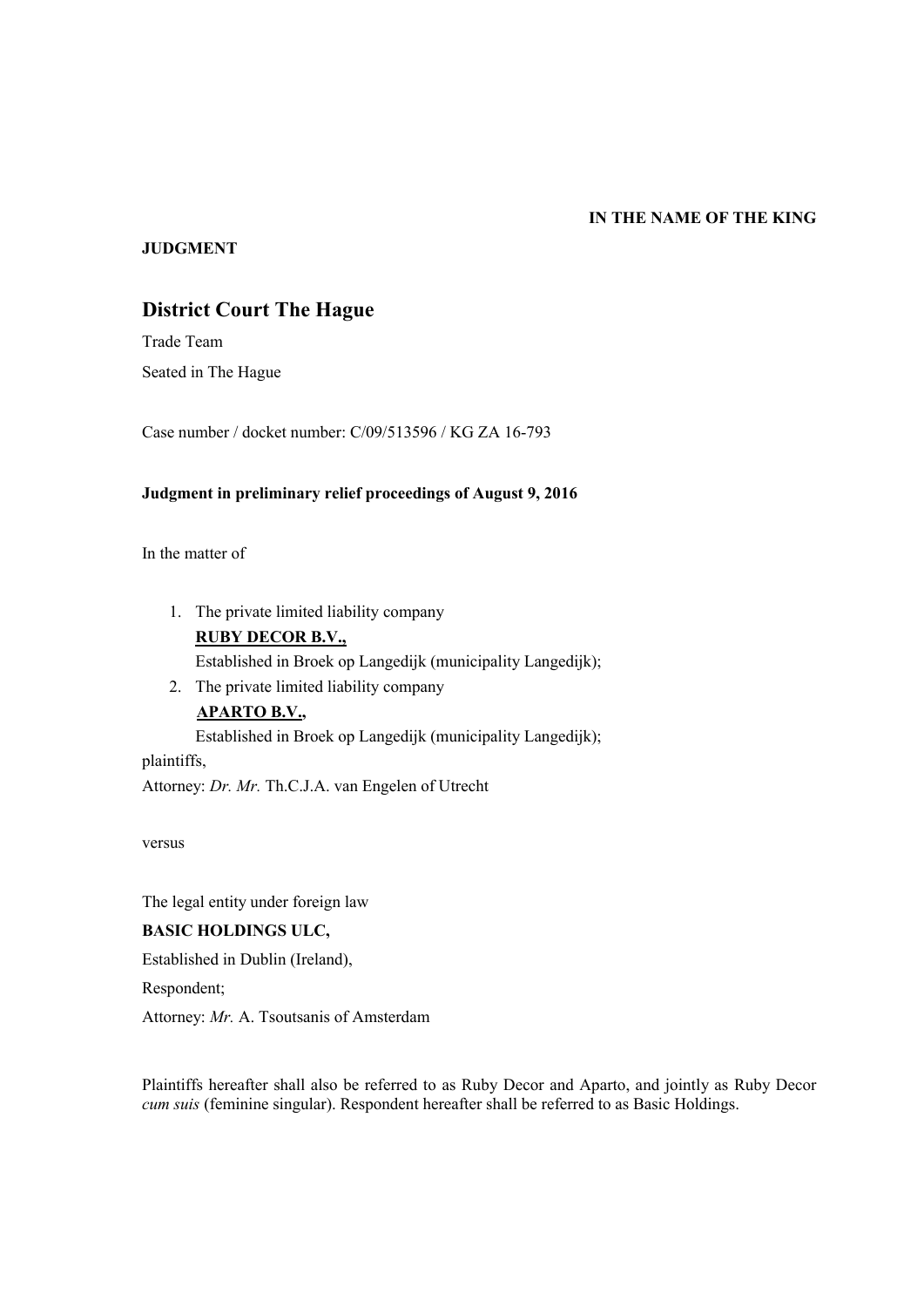**IN THE NAME OF THE KING**

**JUDGMENT**

## District Court The Hague

Trade Team

Seated in The Hague

Case number / docket number: C/09/513596 / KG ZA 16-793

**Judgment in preliminary relief proceedings of August 9, 2016**

In the matter of

1. The private limited liability company
   **RUBY DECOR B.V.,**
   Established in Broek op Langedijk (municipality Langedijk);
2. The private limited liability company
   **APARTO B.V.,**
   Established in Broek op Langedijk (municipality Langedijk);

plaintiffs,
Attorney: *Dr. Mr.* Th.C.J.A. van Engelen of Utrecht

versus

The legal entity under foreign law

**BASIC HOLDINGS ULC,**

Established in Dublin (Ireland),

Respondent;

Attorney: *Mr.* A. Tsoutsanis of Amsterdam

Plaintiffs hereafter shall also be referred to as Ruby Decor and Aparto, and jointly as Ruby Decor *cum suis* (feminine singular). Respondent hereafter shall be referred to as Basic Holdings.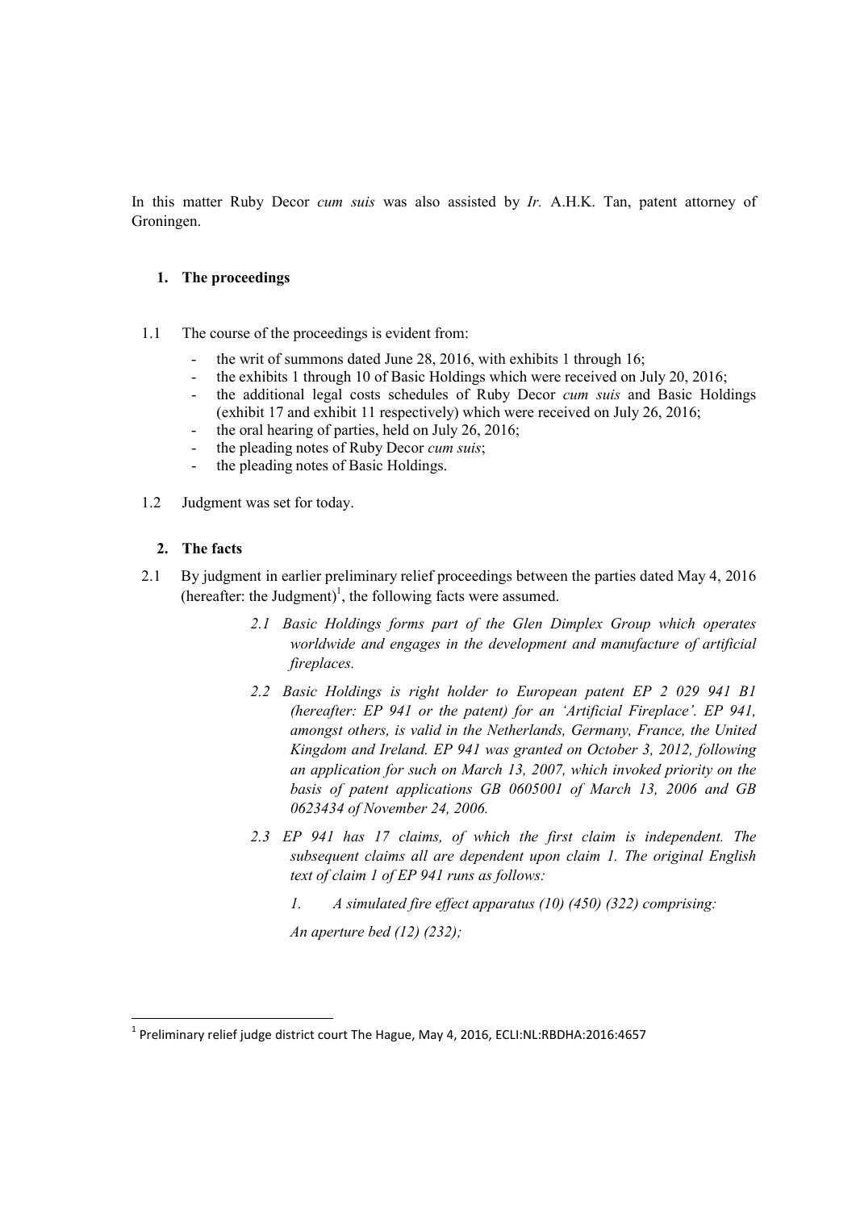In this matter Ruby Decor *cum suis* was also assisted by *Ir.* A.H.K. Tan, patent attorney of Groningen.

## 1. The proceedings

1.1 The course of the proceedings is evident from:

- the writ of summons dated June 28, 2016, with exhibits 1 through 16;
- the exhibits 1 through 10 of Basic Holdings which were received on July 20, 2016;
- the additional legal costs schedules of Ruby Decor *cum suis* and Basic Holdings (exhibit 17 and exhibit 11 respectively) which were received on July 26, 2016;
- the oral hearing of parties, held on July 26, 2016;
- the pleading notes of Ruby Decor *cum suis*;
- the pleading notes of Basic Holdings.

1.2 Judgment was set for today.

## 2. The facts

2.1 By judgment in earlier preliminary relief proceedings between the parties dated May 4, 2016 (hereafter: the Judgment)[1], the following facts were assumed.

> *2.1 Basic Holdings forms part of the Glen Dimplex Group which operates worldwide and engages in the development and manufacture of artificial fireplaces.*
>
> *2.2 Basic Holdings is right holder to European patent EP 2 029 941 B1 (hereafter: EP 941 or the patent) for an 'Artificial Fireplace'. EP 941, amongst others, is valid in the Netherlands, Germany, France, the United Kingdom and Ireland. EP 941 was granted on October 3, 2012, following an application for such on March 13, 2007, which invoked priority on the basis of patent applications GB 0605001 of March 13, 2006 and GB 0623434 of November 24, 2006.*
>
> *2.3 EP 941 has 17 claims, of which the first claim is independent. The subsequent claims all are dependent upon claim 1. The original English text of claim 1 of EP 941 runs as follows:*
>
> *1. A simulated fire effect apparatus (10) (450) (322) comprising:*
>
> *An aperture bed (12) (232);*

[1] Preliminary relief judge district court The Hague, May 4, 2016, ECLI:NL:RBDHA:2016:4657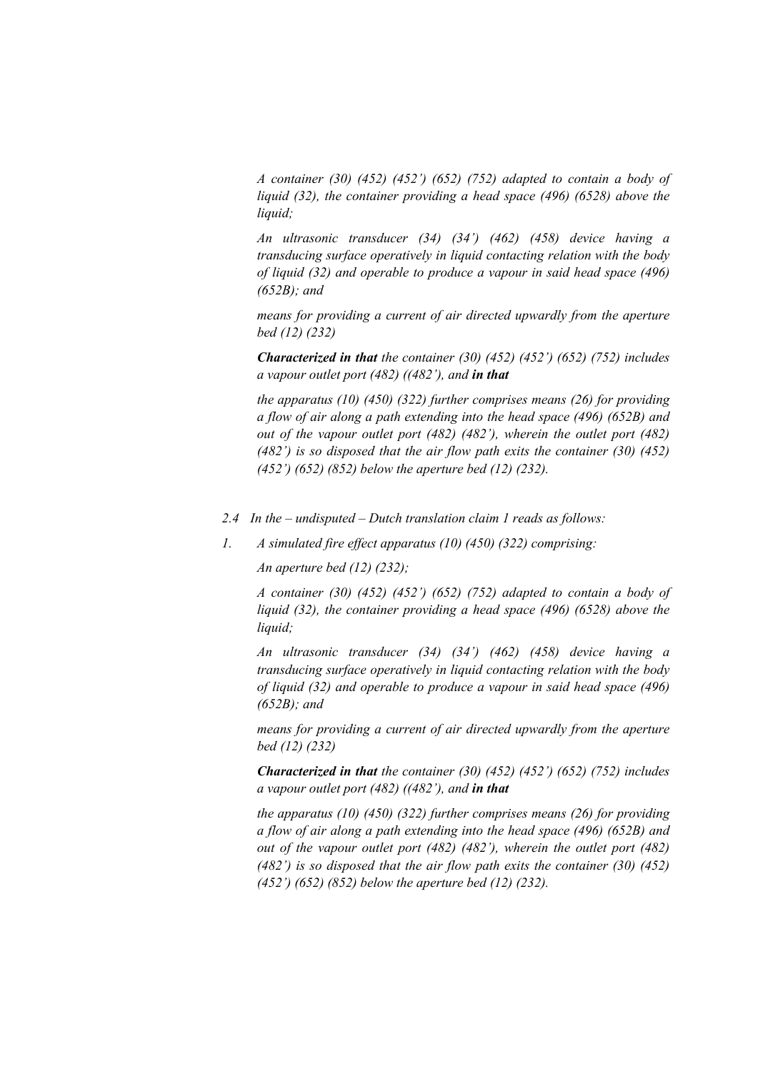*A container (30) (452) (452') (652) (752) adapted to contain a body of liquid (32), the container providing a head space (496) (6528) above the liquid;*

*An ultrasonic transducer (34) (34') (462) (458) device having a transducing surface operatively in liquid contacting relation with the body of liquid (32) and operable to produce a vapour in said head space (496) (652B); and*

*means for providing a current of air directed upwardly from the aperture bed (12) (232)*

***Characterized in that*** *the container (30) (452) (452') (652) (752) includes a vapour outlet port (482) ((482'), and* ***in that***

*the apparatus (10) (450) (322) further comprises means (26) for providing a flow of air along a path extending into the head space (496) (652B) and out of the vapour outlet port (482) (482'), wherein the outlet port (482) (482') is so disposed that the air flow path exits the container (30) (452) (452') (652) (852) below the aperture bed (12) (232).*

*2.4 In the – undisputed – Dutch translation claim 1 reads as follows:*

*1. A simulated fire effect apparatus (10) (450) (322) comprising:*

*An aperture bed (12) (232);*

*A container (30) (452) (452') (652) (752) adapted to contain a body of liquid (32), the container providing a head space (496) (6528) above the liquid;*

*An ultrasonic transducer (34) (34') (462) (458) device having a transducing surface operatively in liquid contacting relation with the body of liquid (32) and operable to produce a vapour in said head space (496) (652B); and*

*means for providing a current of air directed upwardly from the aperture bed (12) (232)*

***Characterized in that*** *the container (30) (452) (452') (652) (752) includes a vapour outlet port (482) ((482'), and* ***in that***

*the apparatus (10) (450) (322) further comprises means (26) for providing a flow of air along a path extending into the head space (496) (652B) and out of the vapour outlet port (482) (482'), wherein the outlet port (482) (482') is so disposed that the air flow path exits the container (30) (452) (452') (652) (852) below the aperture bed (12) (232).*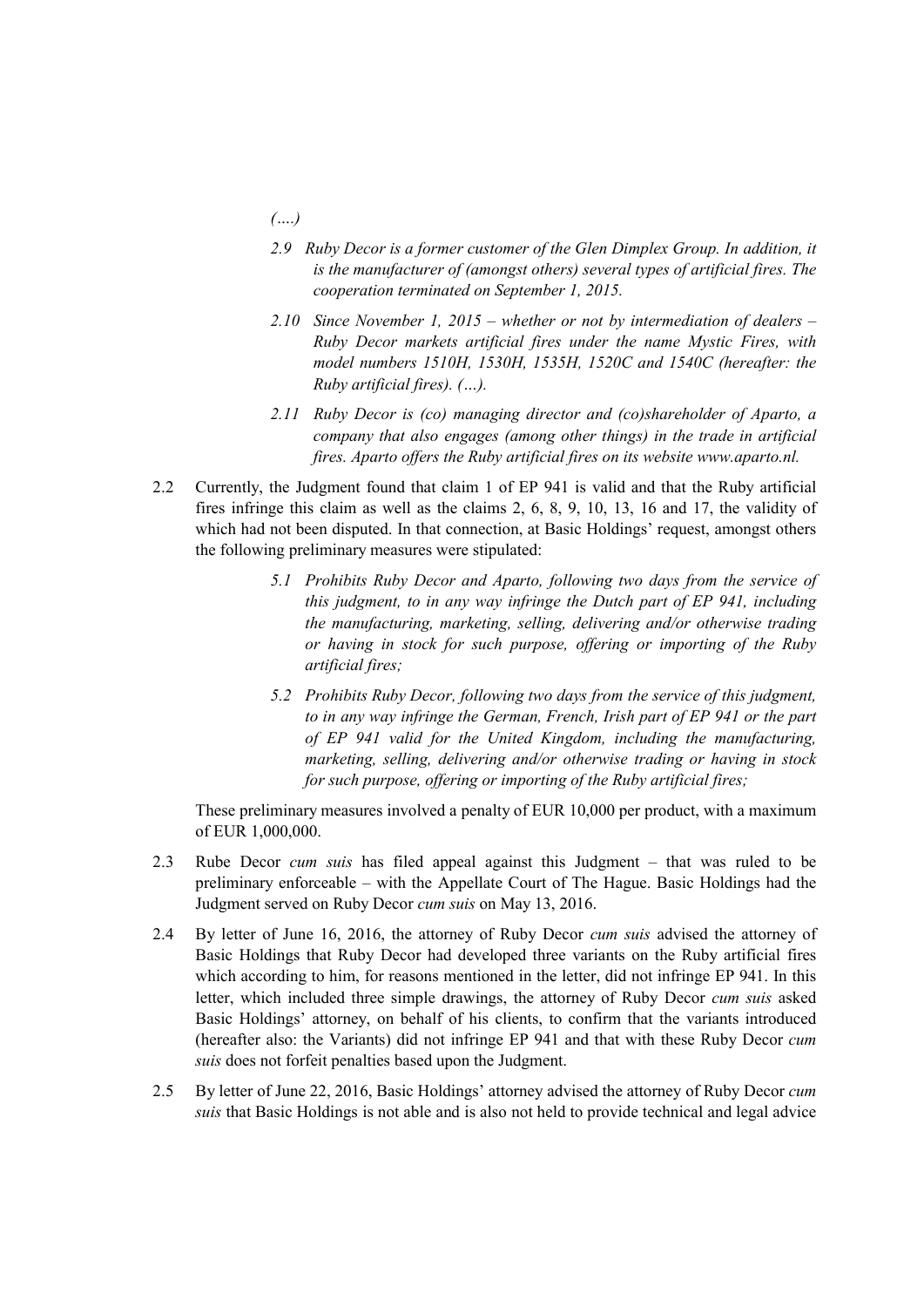*(….)*

> *2.9 Ruby Decor is a former customer of the Glen Dimplex Group. In addition, it is the manufacturer of (amongst others) several types of artificial fires. The cooperation terminated on September 1, 2015.*
>
> *2.10 Since November 1, 2015 – whether or not by intermediation of dealers – Ruby Decor markets artificial fires under the name Mystic Fires, with model numbers 1510H, 1530H, 1535H, 1520C and 1540C (hereafter: the Ruby artificial fires). (…).*
>
> *2.11 Ruby Decor is (co) managing director and (co)shareholder of Aparto, a company that also engages (among other things) in the trade in artificial fires. Aparto offers the Ruby artificial fires on its website www.aparto.nl.*

2.2 Currently, the Judgment found that claim 1 of EP 941 is valid and that the Ruby artificial fires infringe this claim as well as the claims 2, 6, 8, 9, 10, 13, 16 and 17, the validity of which had not been disputed. In that connection, at Basic Holdings' request, amongst others the following preliminary measures were stipulated:

> *5.1 Prohibits Ruby Decor and Aparto, following two days from the service of this judgment, to in any way infringe the Dutch part of EP 941, including the manufacturing, marketing, selling, delivering and/or otherwise trading or having in stock for such purpose, offering or importing of the Ruby artificial fires;*
>
> *5.2 Prohibits Ruby Decor, following two days from the service of this judgment, to in any way infringe the German, French, Irish part of EP 941 or the part of EP 941 valid for the United Kingdom, including the manufacturing, marketing, selling, delivering and/or otherwise trading or having in stock for such purpose, offering or importing of the Ruby artificial fires;*

These preliminary measures involved a penalty of EUR 10,000 per product, with a maximum of EUR 1,000,000.

2.3 Rube Decor *cum suis* has filed appeal against this Judgment – that was ruled to be preliminary enforceable – with the Appellate Court of The Hague. Basic Holdings had the Judgment served on Ruby Decor *cum suis* on May 13, 2016.

2.4 By letter of June 16, 2016, the attorney of Ruby Decor *cum suis* advised the attorney of Basic Holdings that Ruby Decor had developed three variants on the Ruby artificial fires which according to him, for reasons mentioned in the letter, did not infringe EP 941. In this letter, which included three simple drawings, the attorney of Ruby Decor *cum suis* asked Basic Holdings' attorney, on behalf of his clients, to confirm that the variants introduced (hereafter also: the Variants) did not infringe EP 941 and that with these Ruby Decor *cum suis* does not forfeit penalties based upon the Judgment.

2.5 By letter of June 22, 2016, Basic Holdings' attorney advised the attorney of Ruby Decor *cum suis* that Basic Holdings is not able and is also not held to provide technical and legal advice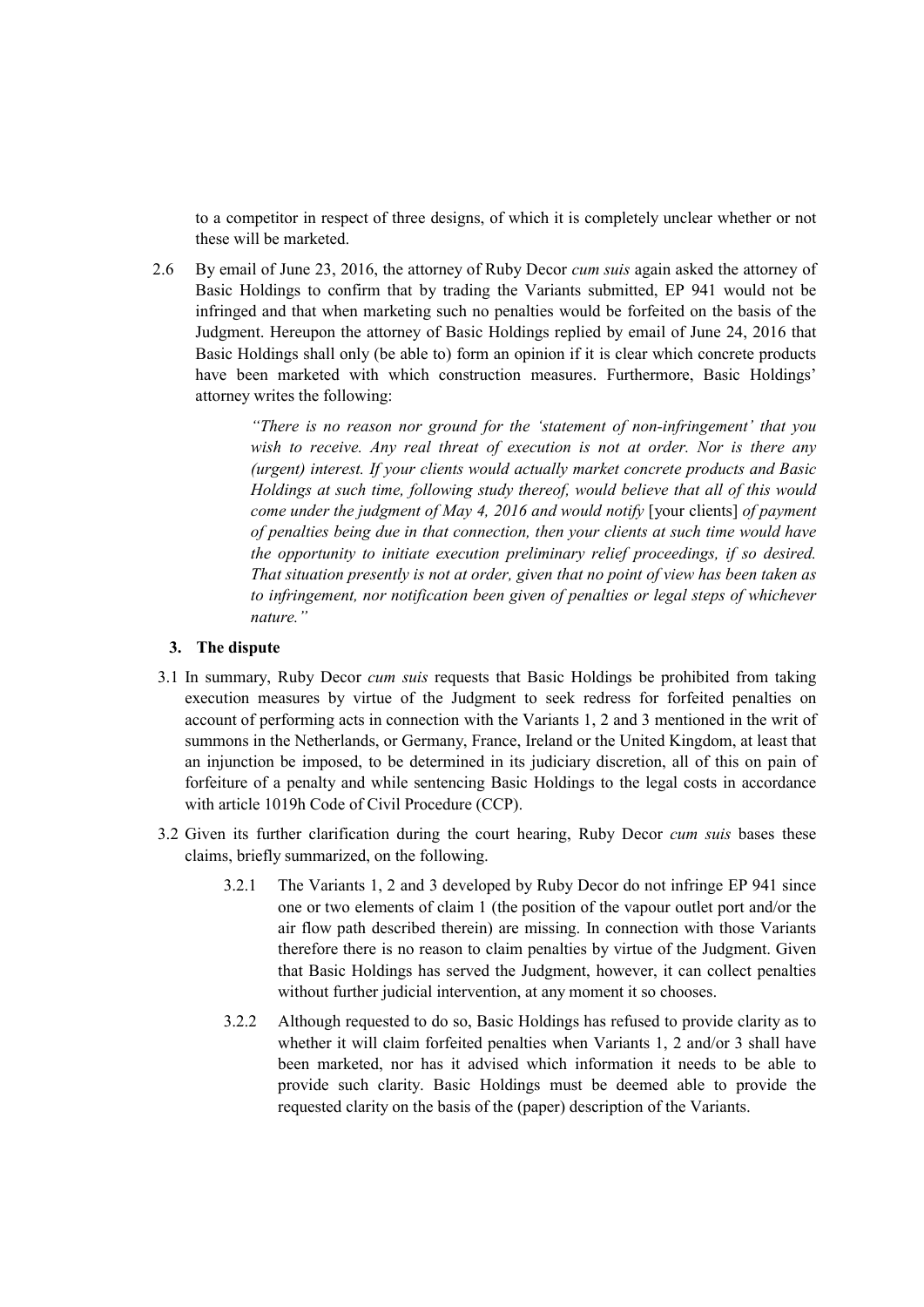to a competitor in respect of three designs, of which it is completely unclear whether or not these will be marketed.

2.6 By email of June 23, 2016, the attorney of Ruby Decor *cum suis* again asked the attorney of Basic Holdings to confirm that by trading the Variants submitted, EP 941 would not be infringed and that when marketing such no penalties would be forfeited on the basis of the Judgment. Hereupon the attorney of Basic Holdings replied by email of June 24, 2016 that Basic Holdings shall only (be able to) form an opinion if it is clear which concrete products have been marketed with which construction measures. Furthermore, Basic Holdings' attorney writes the following:

> *"There is no reason nor ground for the 'statement of non-infringement' that you wish to receive. Any real threat of execution is not at order. Nor is there any (urgent) interest. If your clients would actually market concrete products and Basic Holdings at such time, following study thereof, would believe that all of this would come under the judgment of May 4, 2016 and would notify* [your clients] *of payment of penalties being due in that connection, then your clients at such time would have the opportunity to initiate execution preliminary relief proceedings, if so desired. That situation presently is not at order, given that no point of view has been taken as to infringement, nor notification been given of penalties or legal steps of whichever nature."*

## 3. The dispute

3.1 In summary, Ruby Decor *cum suis* requests that Basic Holdings be prohibited from taking execution measures by virtue of the Judgment to seek redress for forfeited penalties on account of performing acts in connection with the Variants 1, 2 and 3 mentioned in the writ of summons in the Netherlands, or Germany, France, Ireland or the United Kingdom, at least that an injunction be imposed, to be determined in its judiciary discretion, all of this on pain of forfeiture of a penalty and while sentencing Basic Holdings to the legal costs in accordance with article 1019h Code of Civil Procedure (CCP).

3.2 Given its further clarification during the court hearing, Ruby Decor *cum suis* bases these claims, briefly summarized, on the following.

3.2.1 The Variants 1, 2 and 3 developed by Ruby Decor do not infringe EP 941 since one or two elements of claim 1 (the position of the vapour outlet port and/or the air flow path described therein) are missing. In connection with those Variants therefore there is no reason to claim penalties by virtue of the Judgment. Given that Basic Holdings has served the Judgment, however, it can collect penalties without further judicial intervention, at any moment it so chooses.

3.2.2 Although requested to do so, Basic Holdings has refused to provide clarity as to whether it will claim forfeited penalties when Variants 1, 2 and/or 3 shall have been marketed, nor has it advised which information it needs to be able to provide such clarity. Basic Holdings must be deemed able to provide the requested clarity on the basis of the (paper) description of the Variants.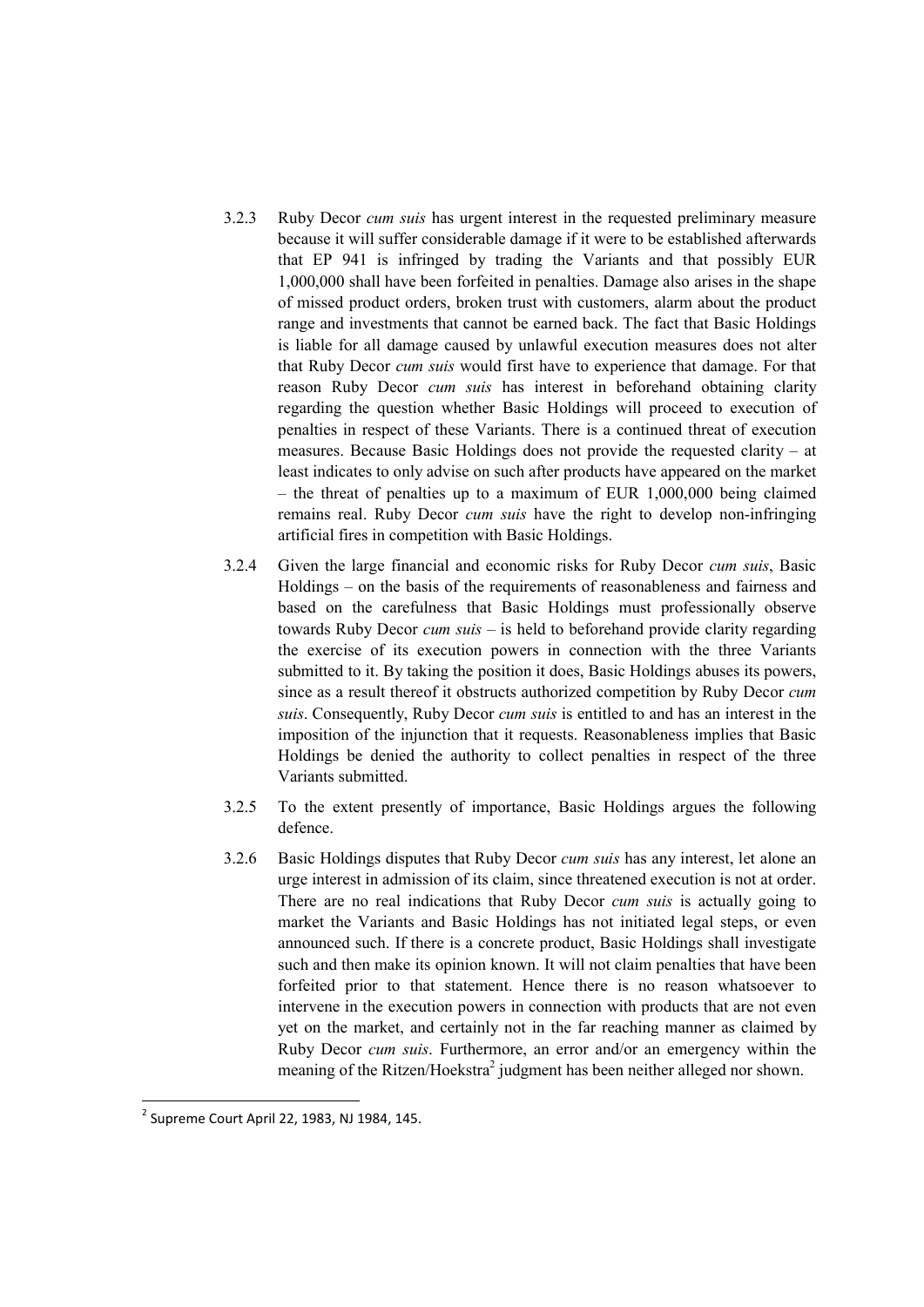3.2.3 Ruby Decor *cum suis* has urgent interest in the requested preliminary measure because it will suffer considerable damage if it were to be established afterwards that EP 941 is infringed by trading the Variants and that possibly EUR 1,000,000 shall have been forfeited in penalties. Damage also arises in the shape of missed product orders, broken trust with customers, alarm about the product range and investments that cannot be earned back. The fact that Basic Holdings is liable for all damage caused by unlawful execution measures does not alter that Ruby Decor *cum suis* would first have to experience that damage. For that reason Ruby Decor *cum suis* has interest in beforehand obtaining clarity regarding the question whether Basic Holdings will proceed to execution of penalties in respect of these Variants. There is a continued threat of execution measures. Because Basic Holdings does not provide the requested clarity – at least indicates to only advise on such after products have appeared on the market – the threat of penalties up to a maximum of EUR 1,000,000 being claimed remains real. Ruby Decor *cum suis* have the right to develop non-infringing artificial fires in competition with Basic Holdings.

3.2.4 Given the large financial and economic risks for Ruby Decor *cum suis*, Basic Holdings – on the basis of the requirements of reasonableness and fairness and based on the carefulness that Basic Holdings must professionally observe towards Ruby Decor *cum suis* – is held to beforehand provide clarity regarding the exercise of its execution powers in connection with the three Variants submitted to it. By taking the position it does, Basic Holdings abuses its powers, since as a result thereof it obstructs authorized competition by Ruby Decor *cum suis*. Consequently, Ruby Decor *cum suis* is entitled to and has an interest in the imposition of the injunction that it requests. Reasonableness implies that Basic Holdings be denied the authority to collect penalties in respect of the three Variants submitted.

3.2.5 To the extent presently of importance, Basic Holdings argues the following defence.

3.2.6 Basic Holdings disputes that Ruby Decor *cum suis* has any interest, let alone an urge interest in admission of its claim, since threatened execution is not at order. There are no real indications that Ruby Decor *cum suis* is actually going to market the Variants and Basic Holdings has not initiated legal steps, or even announced such. If there is a concrete product, Basic Holdings shall investigate such and then make its opinion known. It will not claim penalties that have been forfeited prior to that statement. Hence there is no reason whatsoever to intervene in the execution powers in connection with products that are not even yet on the market, and certainly not in the far reaching manner as claimed by Ruby Decor *cum suis*. Furthermore, an error and/or an emergency within the meaning of the Ritzen/Hoekstra[2] judgment has been neither alleged nor shown.

[2] Supreme Court April 22, 1983, NJ 1984, 145.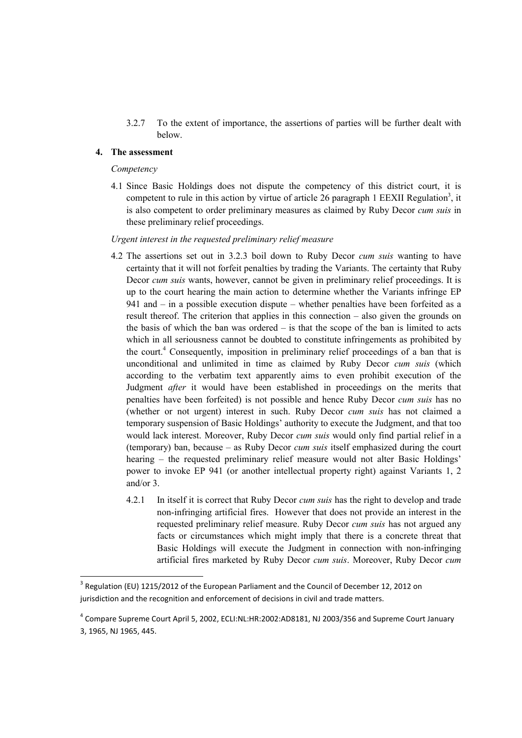3.2.7 To the extent of importance, the assertions of parties will be further dealt with below.

## 4. The assessment

*Competency*

4.1 Since Basic Holdings does not dispute the competency of this district court, it is competent to rule in this action by virtue of article 26 paragraph 1 EEXII Regulation[3], it is also competent to order preliminary measures as claimed by Ruby Decor *cum suis* in these preliminary relief proceedings.

*Urgent interest in the requested preliminary relief measure*

4.2 The assertions set out in 3.2.3 boil down to Ruby Decor *cum suis* wanting to have certainty that it will not forfeit penalties by trading the Variants. The certainty that Ruby Decor *cum suis* wants, however, cannot be given in preliminary relief proceedings. It is up to the court hearing the main action to determine whether the Variants infringe EP 941 and – in a possible execution dispute – whether penalties have been forfeited as a result thereof. The criterion that applies in this connection – also given the grounds on the basis of which the ban was ordered – is that the scope of the ban is limited to acts which in all seriousness cannot be doubted to constitute infringements as prohibited by the court.[4] Consequently, imposition in preliminary relief proceedings of a ban that is unconditional and unlimited in time as claimed by Ruby Decor *cum suis* (which according to the verbatim text apparently aims to even prohibit execution of the Judgment *after* it would have been established in proceedings on the merits that penalties have been forfeited) is not possible and hence Ruby Decor *cum suis* has no (whether or not urgent) interest in such. Ruby Decor *cum suis* has not claimed a temporary suspension of Basic Holdings' authority to execute the Judgment, and that too would lack interest. Moreover, Ruby Decor *cum suis* would only find partial relief in a (temporary) ban, because – as Ruby Decor *cum suis* itself emphasized during the court hearing – the requested preliminary relief measure would not alter Basic Holdings' power to invoke EP 941 (or another intellectual property right) against Variants 1, 2 and/or 3.

4.2.1 In itself it is correct that Ruby Decor *cum suis* has the right to develop and trade non-infringing artificial fires. However that does not provide an interest in the requested preliminary relief measure. Ruby Decor *cum suis* has not argued any facts or circumstances which might imply that there is a concrete threat that Basic Holdings will execute the Judgment in connection with non-infringing artificial fires marketed by Ruby Decor *cum suis*. Moreover, Ruby Decor *cum*

---

[3] Regulation (EU) 1215/2012 of the European Parliament and the Council of December 12, 2012 on jurisdiction and the recognition and enforcement of decisions in civil and trade matters.

[4] Compare Supreme Court April 5, 2002, ECLI:NL:HR:2002:AD8181, NJ 2003/356 and Supreme Court January 3, 1965, NJ 1965, 445.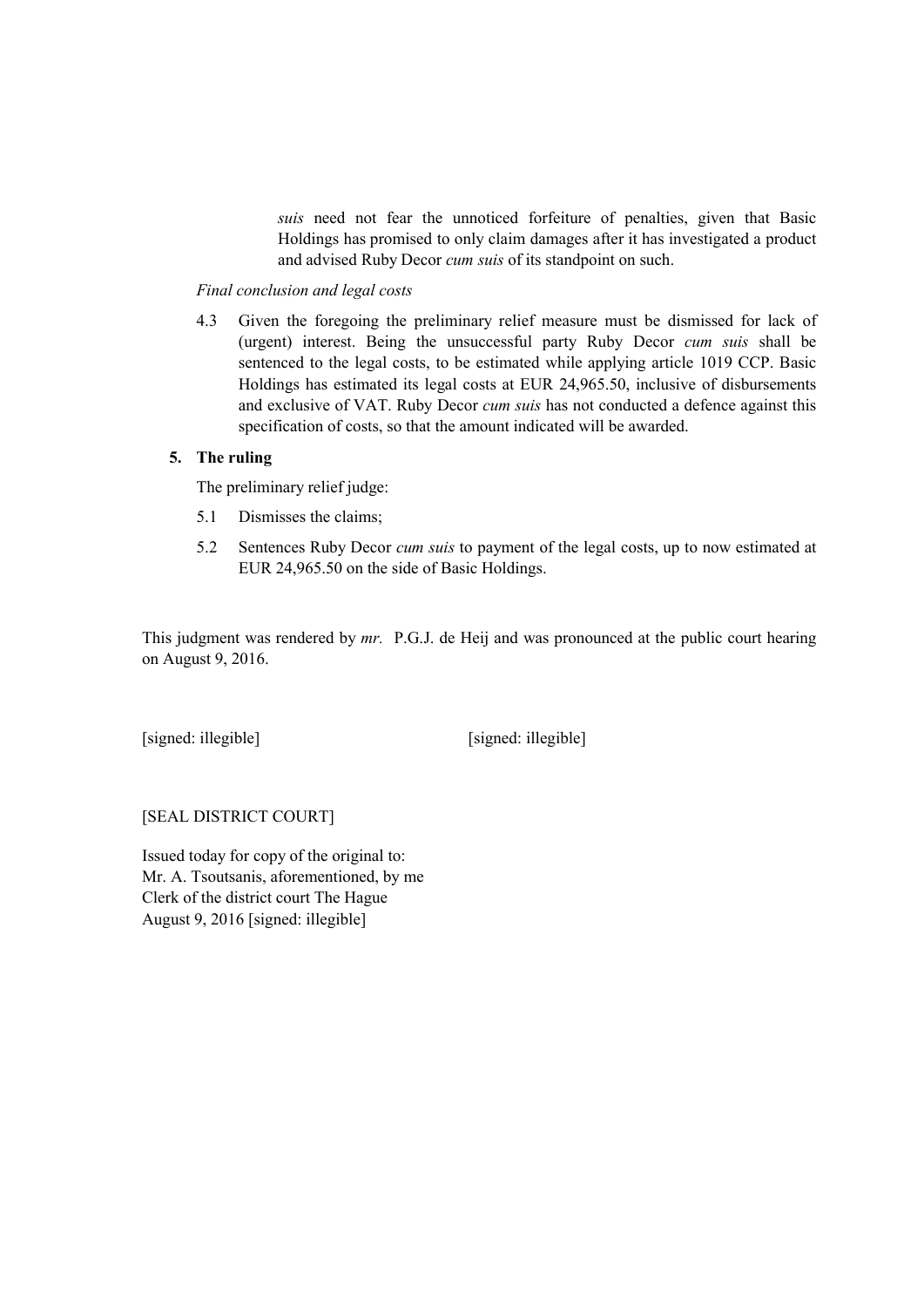*suis* need not fear the unnoticed forfeiture of penalties, given that Basic Holdings has promised to only claim damages after it has investigated a product and advised Ruby Decor *cum suis* of its standpoint on such.

*Final conclusion and legal costs*

4.3 Given the foregoing the preliminary relief measure must be dismissed for lack of (urgent) interest. Being the unsuccessful party Ruby Decor *cum suis* shall be sentenced to the legal costs, to be estimated while applying article 1019 CCP. Basic Holdings has estimated its legal costs at EUR 24,965.50, inclusive of disbursements and exclusive of VAT. Ruby Decor *cum suis* has not conducted a defence against this specification of costs, so that the amount indicated will be awarded.

**5. The ruling**

The preliminary relief judge:

5.1 Dismisses the claims;

5.2 Sentences Ruby Decor *cum suis* to payment of the legal costs, up to now estimated at EUR 24,965.50 on the side of Basic Holdings.

This judgment was rendered by *mr.* P.G.J. de Heij and was pronounced at the public court hearing on August 9, 2016.

[signed: illegible] [signed: illegible]

[SEAL DISTRICT COURT]

Issued today for copy of the original to:
Mr. A. Tsoutsanis, aforementioned, by me
Clerk of the district court The Hague
August 9, 2016 [signed: illegible]